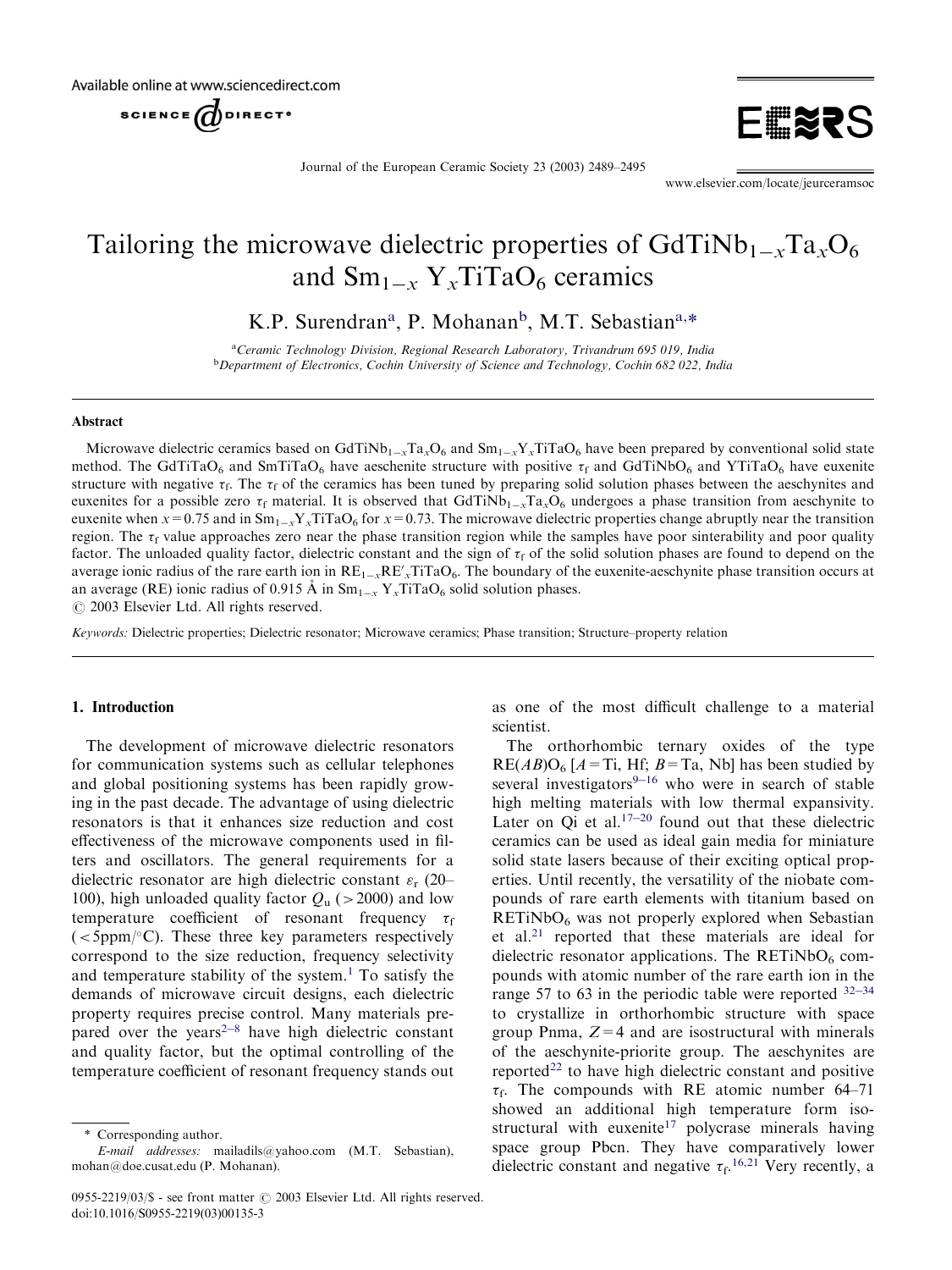# Tailoring the microwave dielectric properties of $GdTiNb_{1-x}Ta_xO_6$ and $Sm_{1-x}Y_xTiTaO_6$ ceramics

K.P. Surendran[a], P. Mohanan[b], M.T. Sebastian[a,*]

[a] Ceramic Technology Division, Regional Research Laboratory, Trivandrum 695 019, India

[b] Department of Electronics, Cochin University of Science and Technology, Cochin 682 022, India

## Abstract

Microwave dielectric ceramics based on $GdTiNb_{1-x}Ta_xO_6$ and $Sm_{1-x}Y_xTiTaO_6$ have been prepared by conventional solid state method. The $GdTiTaO_6$ and $SmTiTaO_6$ have aeschenite structure with positive $\tau_f$ and $GdTiNbO_6$ and $YTiTaO_6$ have euxenite structure with negative $\tau_f$. The $\tau_f$ of the ceramics has been tuned by preparing solid solution phases between the aeschynites and euxenites for a possible zero $\tau_f$ material. It is observed that $GdTiNb_{1-x}Ta_xO_6$ undergoes a phase transition from aeschynite to euxenite when $x = 0.75$ and in $Sm_{1-x}Y_xTiTaO_6$ for $x = 0.73$. The microwave dielectric properties change abruptly near the transition region. The $\tau_f$ value approaches zero near the phase transition region while the samples have poor sinterability and poor quality factor. The unloaded quality factor, dielectric constant and the sign of $\tau_f$ of the solid solution phases are found to depend on the average ionic radius of the rare earth ion in $RE_{1-x}RE'_xTiTaO_6$. The boundary of the euxenite-aeschynite phase transition occurs at an average (RE) ionic radius of 0.915 Å in $Sm_{1-x}Y_xTiTaO_6$ solid solution phases.

© 2003 Elsevier Ltd. All rights reserved.

*Keywords:* Dielectric properties; Dielectric resonator; Microwave ceramics; Phase transition; Structure–property relation

## 1. Introduction

The development of microwave dielectric resonators for communication systems such as cellular telephones and global positioning systems has been rapidly growing in the past decade. The advantage of using dielectric resonators is that it enhances size reduction and cost effectiveness of the microwave components used in filters and oscillators. The general requirements for a dielectric resonator are high dielectric constant $\varepsilon_r$ (20–100), high unloaded quality factor $Q_u$ (>2000) and low temperature coefficient of resonant frequency $\tau_f$ (<5ppm/°C). These three key parameters respectively correspond to the size reduction, frequency selectivity and temperature stability of the system.[1] To satisfy the demands of microwave circuit designs, each dielectric property requires precise control. Many materials prepared over the years[2–8] have high dielectric constant and quality factor, but the optimal controlling of the temperature coefficient of resonant frequency stands out as one of the most difficult challenge to a material scientist.

The orthorhombic ternary oxides of the type $RE(AB)O_6$ [$A$ = Ti, Hf; $B$ = Ta, Nb] has been studied by several investigators[9–16] who were in search of stable high melting materials with low thermal expansivity. Later on Qi et al.[17–20] found out that these dielectric ceramics can be used as ideal gain media for miniature solid state lasers because of their exciting optical properties. Until recently, the versatility of the niobate compounds of rare earth elements with titanium based on $RETiNbO_6$ was not properly explored when Sebastian et al.[21] reported that these materials are ideal for dielectric resonator applications. The $RETiNbO_6$ compounds with atomic number of the rare earth ion in the range 57 to 63 in the periodic table were reported [32–34] to crystallize in orthorhombic structure with space group Pnma, $Z = 4$ and are isostructural with minerals of the aeschynite-priorite group. The aeschynites are reported[22] to have high dielectric constant and positive $\tau_f$. The compounds with RE atomic number 64–71 showed an additional high temperature form isostructural with euxenite[17] polycrase minerals having space group Pbcn. They have comparatively lower dielectric constant and negative $\tau_f$.[16,21] Very recently, a

\* Corresponding author.

*E-mail addresses:* mailadils@yahoo.com (M.T. Sebastian), mohan@doe.cusat.edu (P. Mohanan).

0955-2219/03/$ - see front matter © 2003 Elsevier Ltd. All rights reserved.
doi:10.1016/S0955-2219(03)00135-3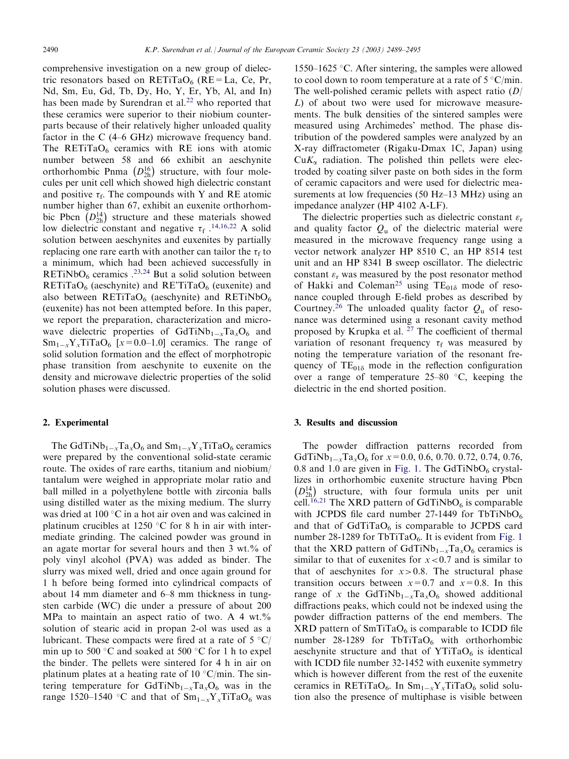comprehensive investigation on a new group of dielectric resonators based on $RETiTaO_6$ (RE = La, Ce, Pr, Nd, Sm, Eu, Gd, Tb, Dy, Ho, Y, Er, Yb, Al, and In) has been made by Surendran et al.[22] who reported that these ceramics were superior to their niobium counterparts because of their relatively higher unloaded quality factor in the C (4–6 GHz) microwave frequency band. The $RETiTaO_6$ ceramics with RE ions with atomic number between 58 and 66 exhibit an aeschynite orthorhombic Pnma $\left(D_{2h}^{16}\right)$ structure, with four molecules per unit cell which showed high dielectric constant and positive $\tau_f$. The compounds with Y and RE atomic number higher than 67, exhibit an euxenite orthorhombic Pbcn $\left(D_{2h}^{14}\right)$ structure and these materials showed low dielectric constant and negative $\tau_f$.[14,16,22] A solid solution between aeschynites and euxenites by partially replacing one rare earth with another can tailor the $\tau_f$ to a minimum, which had been achieved successfully in $RETiNbO_6$ ceramics.[23,24] But a solid solution between $RETiTaO_6$ (aeschynite) and $RE'TiTaO_6$ (euxenite) and also between $RETiTaO_6$ (aeschynite) and $RETiNbO_6$ (euxenite) has not been attempted before. In this paper, we report the preparation, characterization and microwave dielectric properties of $GdTiNb_{1-x}Ta_xO_6$ and $Sm_{1-x}Y_xTiTaO_6$ [$x$ = 0.0–1.0] ceramics. The range of solid solution formation and the effect of morphotropic phase transition from aeschynite to euxenite on the density and microwave dielectric properties of the solid solution phases were discussed.

## 2. Experimental

The $GdTiNb_{1-x}Ta_xO_6$ and $Sm_{1-x}Y_xTiTaO_6$ ceramics were prepared by the conventional solid-state ceramic route. The oxides of rare earths, titanium and niobium/tantalum were weighed in appropriate molar ratio and ball milled in a polyethylene bottle with zirconia balls using distilled water as the mixing medium. The slurry was dried at 100 °C in a hot air oven and was calcined in platinum crucibles at 1250 °C for 8 h in air with intermediate grinding. The calcined powder was ground in an agate mortar for several hours and then 3 wt.% of poly vinyl alcohol (PVA) was added as binder. The slurry was mixed well, dried and once again ground for 1 h before being formed into cylindrical compacts of about 14 mm diameter and 6–8 mm thickness in tungsten carbide (WC) die under a pressure of about 200 MPa to maintain an aspect ratio of two. A 4 wt.% solution of stearic acid in propan 2-ol was used as a lubricant. These compacts were fired at a rate of 5 °C/min up to 500 °C and soaked at 500 °C for 1 h to expel the binder. The pellets were sintered for 4 h in air on platinum plates at a heating rate of 10 °C/min. The sintering temperature for $GdTiNb_{1-x}Ta_xO_6$ was in the range 1520–1540 °C and that of $Sm_{1-x}Y_xTiTaO_6$ was 1550–1625 °C. After sintering, the samples were allowed to cool down to room temperature at a rate of 5 °C/min. The well-polished ceramic pellets with aspect ratio ($D$/$L$) of about two were used for microwave measurements. The bulk densities of the sintered samples were measured using Archimedes' method. The phase distribution of the powdered samples were analyzed by an X-ray diffractometer (Rigaku-Dmax 1C, Japan) using $CuK_\alpha$ radiation. The polished thin pellets were electroded by coating silver paste on both sides in the form of ceramic capacitors and were used for dielectric measurements at low frequencies (50 Hz–13 MHz) using an impedance analyzer (HP 4102 A-LF).

The dielectric properties such as dielectric constant $\varepsilon_r$ and quality factor $Q_u$ of the dielectric material were measured in the microwave frequency range using a vector network analyzer HP 8510 C, an HP 8514 test unit and an HP 8341 B sweep oscillator. The dielectric constant $\varepsilon_r$ was measured by the post resonator method of Hakki and Coleman[25] using $TE_{01\delta}$ mode of resonance coupled through E-field probes as described by Courtney.[26] The unloaded quality factor $Q_u$ of resonance was determined using a resonant cavity method proposed by Krupka et al.[27] The coefficient of thermal variation of resonant frequency $\tau_f$ was measured by noting the temperature variation of the resonant frequency of $TE_{01\delta}$ mode in the reflection configuration over a range of temperature 25–80 °C, keeping the dielectric in the end shorted position.

## 3. Results and discussion

The powder diffraction patterns recorded from $GdTiNb_{1-x}Ta_xO_6$ for $x$ = 0.0, 0.6, 0.70. 0.72, 0.74, 0.76, 0.8 and 1.0 are given in Fig. 1. The $GdTiNbO_6$ crystallizes in orthorhombic euxenite structure having Pbcn $\left(D_{2h}^{14}\right)$ structure, with four formula units per unit cell.[16,21] The XRD pattern of $GdTiNbO_6$ is comparable with JCPDS file card number 27-1449 for $TbTiNbO_6$ and that of $GdTiTaO_6$ is comparable to JCPDS card number 28-1289 for $TbTiTaO_6$. It is evident from Fig. 1 that the XRD pattern of $GdTiNb_{1-x}Ta_xO_6$ ceramics is similar to that of euxenites for $x < 0.7$ and is similar to that of aeschynites for $x > 0.8$. The structural phase transition occurs between $x = 0.7$ and $x = 0.8$. In this range of $x$ the $GdTiNb_{1-x}Ta_xO_6$ showed additional diffractions peaks, which could not be indexed using the powder diffraction patterns of the end members. The XRD pattern of $SmTiTaO_6$ is comparable to ICDD file number 28-1289 for $TbTiTaO_6$ with orthorhombic aeschynite structure and that of $YTiTaO_6$ is identical with ICDD file number 32-1452 with euxenite symmetry which is however different from the rest of the euxenite ceramics in $RETiTaO_6$. In $Sm_{1-x}Y_xTiTaO_6$ solid solution also the presence of multiphase is visible between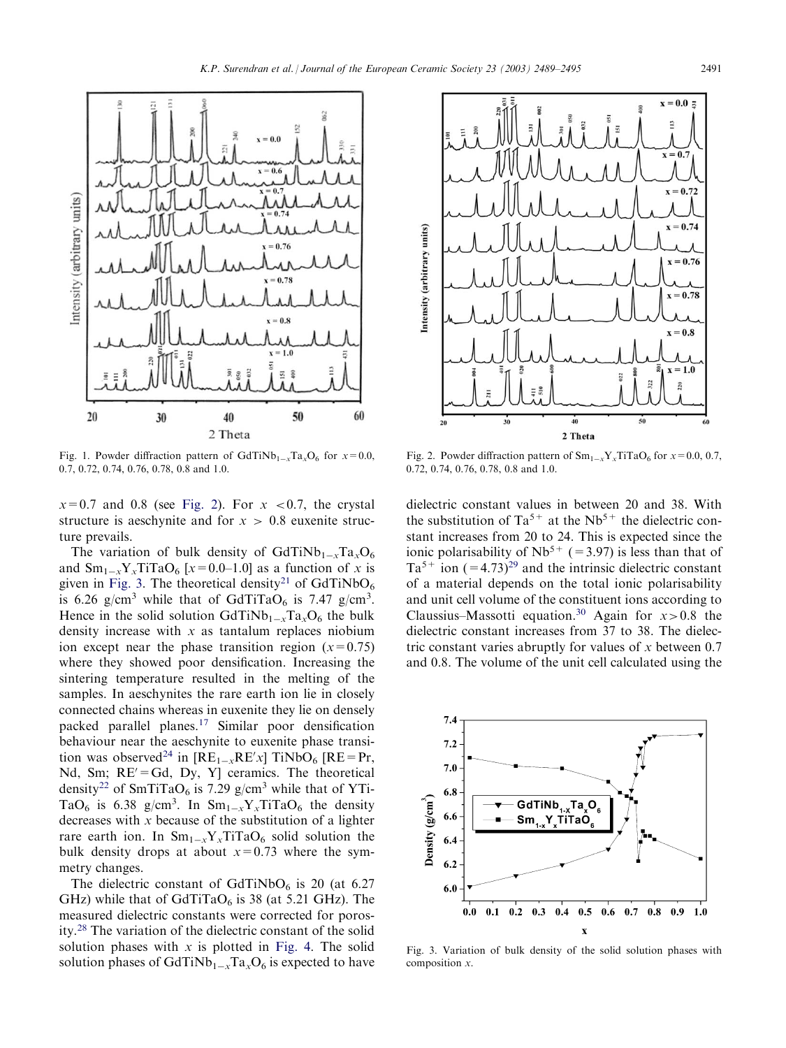Fig. 1. Powder diffraction pattern of $GdTiNb_{1-x}Ta_xO_6$ for $x=0.0$, 0.7, 0.72, 0.74, 0.76, 0.78, 0.8 and 1.0.

Fig. 2. Powder diffraction pattern of $Sm_{1-x}Y_xTiTaO_6$ for $x=0.0$, 0.7, 0.72, 0.74, 0.76, 0.78, 0.8 and 1.0.

$x=0.7$ and 0.8 (see Fig. 2). For $x<0.7$, the crystal structure is aeschynite and for $x>0.8$ euxenite structure prevails.

The variation of bulk density of $GdTiNb_{1-x}Ta_xO_6$ and $Sm_{1-x}Y_xTiTaO_6$ [$x=0.0$–1.0] as a function of $x$ is given in Fig. 3. The theoretical density[21] of $GdTiNbO_6$ is 6.26 g/cm$^3$ while that of $GdTiTaO_6$ is 7.47 g/cm$^3$. Hence in the solid solution $GdTiNb_{1-x}Ta_xO_6$ the bulk density increase with $x$ as tantalum replaces niobium ion except near the phase transition region ($x=0.75$) where they showed poor densification. Increasing the sintering temperature resulted in the melting of the samples. In aeschynites the rare earth ion lie in closely connected chains whereas in euxenite they lie on densely packed parallel planes.[17] Similar poor densification behaviour near the aeschynite to euxenite phase transition was observed[24] in [$RE_{1-x}RE'x$] $TiNbO_6$ [RE = Pr, Nd, Sm; RE′ = Gd, Dy, Y] ceramics. The theoretical density[22] of $SmTiTaO_6$ is 7.29 g/cm$^3$ while that of $YTiTaO_6$ is 6.38 g/cm$^3$. In $Sm_{1-x}Y_xTiTaO_6$ the density decreases with $x$ because of the substitution of a lighter rare earth ion. In $Sm_{1-x}Y_xTiTaO_6$ solid solution the bulk density drops at about $x=0.73$ where the symmetry changes.

The dielectric constant of $GdTiNbO_6$ is 20 (at 6.27 GHz) while that of $GdTiTaO_6$ is 38 (at 5.21 GHz). The measured dielectric constants were corrected for porosity.[28] The variation of the dielectric constant of the solid solution phases with $x$ is plotted in Fig. 4. The solid solution phases of $GdTiNb_{1-x}Ta_xO_6$ is expected to have dielectric constant values in between 20 and 38. With the substitution of $Ta^{5+}$ at the $Nb^{5+}$ the dielectric constant increases from 20 to 24. This is expected since the ionic polarisability of $Nb^{5+}$ ($=3.97$) is less than that of $Ta^{5+}$ ion ($=4.73$)[29] and the intrinsic dielectric constant of a material depends on the total ionic polarisability and unit cell volume of the constituent ions according to Claussius–Massotti equation.[30] Again for $x>0.8$ the dielectric constant increases from 37 to 38. The dielectric constant varies abruptly for values of $x$ between 0.7 and 0.8. The volume of the unit cell calculated using the

Fig. 3. Variation of bulk density of the solid solution phases with composition $x$.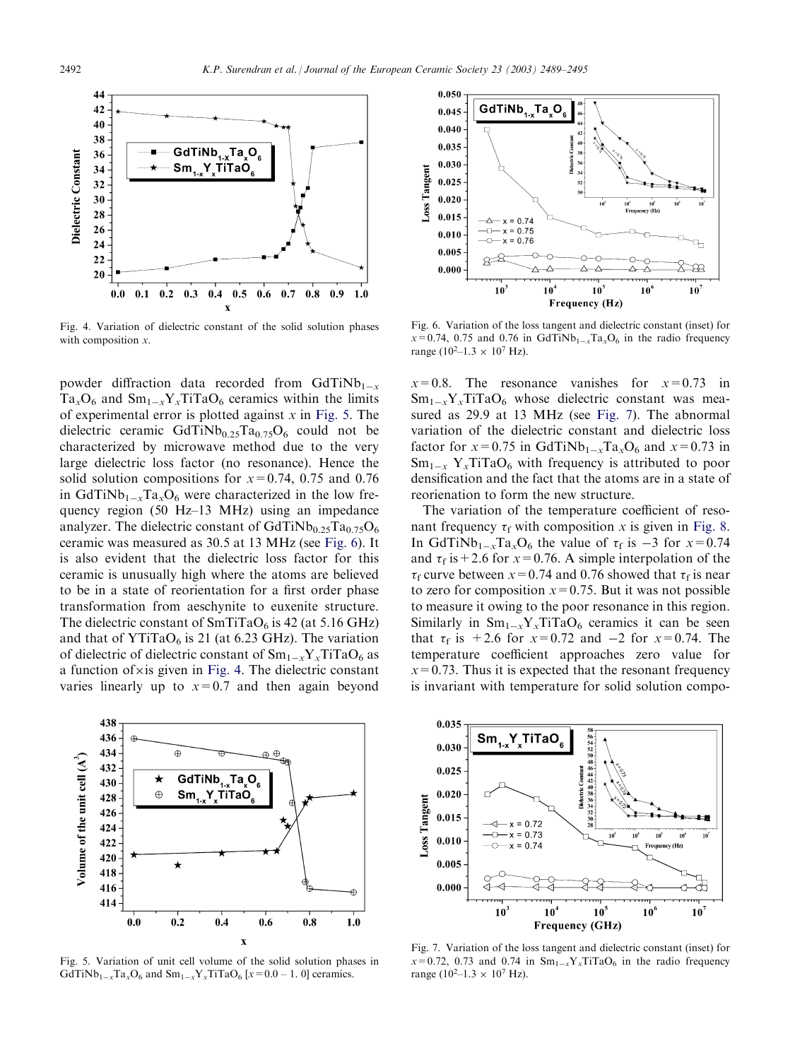Fig. 4. Variation of dielectric constant of the solid solution phases with composition $x$.

Fig. 6. Variation of the loss tangent and dielectric constant (inset) for $x = 0.74$, 0.75 and 0.76 in $GdTiNb_{1-x}Ta_xO_6$ in the radio frequency range ($10^2$–$1.3 \times 10^7$ Hz).

powder diffraction data recorded from $GdTiNb_{1-x}Ta_xO_6$ and $Sm_{1-x}Y_xTiTaO_6$ ceramics within the limits of experimental error is plotted against $x$ in Fig. 5. The dielectric ceramic $GdTiNb_{0.25}Ta_{0.75}O_6$ could not be characterized by microwave method due to the very large dielectric loss factor (no resonance). Hence the solid solution compositions for $x = 0.74$, 0.75 and 0.76 in $GdTiNb_{1-x}Ta_xO_6$ were characterized in the low frequency region (50 Hz–13 MHz) using an impedance analyzer. The dielectric constant of $GdTiNb_{0.25}Ta_{0.75}O_6$ ceramic was measured as 30.5 at 13 MHz (see Fig. 6). It is also evident that the dielectric loss factor for this ceramic is unusually high where the atoms are believed to be in a state of reorientation for a first order phase transformation from aeschynite to euxenite structure. The dielectric constant of $SmTiTaO_6$ is 42 (at 5.16 GHz) and that of $YTiTaO_6$ is 21 (at 6.23 GHz). The variation of dielectric of dielectric constant of $Sm_{1-x}Y_xTiTaO_6$ as a function of $x$ is given in Fig. 4. The dielectric constant varies linearly up to $x = 0.7$ and then again beyond $x = 0.8$. The resonance vanishes for $x = 0.73$ in $Sm_{1-x}Y_xTiTaO_6$ whose dielectric constant was measured as 29.9 at 13 MHz (see Fig. 7). The abnormal variation of the dielectric constant and dielectric loss factor for $x = 0.75$ in $GdTiNb_{1-x}Ta_xO_6$ and $x = 0.73$ in $Sm_{1-x}Y_xTiTaO_6$ with frequency is attributed to poor densification and the fact that the atoms are in a state of reorienation to form the new structure.

The variation of the temperature coefficient of resonant frequency $\tau_f$ with composition $x$ is given in Fig. 8. In $GdTiNb_{1-x}Ta_xO_6$ the value of $\tau_f$ is $-3$ for $x = 0.74$ and $\tau_f$ is $+2.6$ for $x = 0.76$. A simple interpolation of the $\tau_f$ curve between $x = 0.74$ and 0.76 showed that $\tau_f$ is near to zero for composition $x = 0.75$. But it was not possible to measure it owing to the poor resonance in this region. Similarly in $Sm_{1-x}Y_xTiTaO_6$ ceramics it can be seen that $\tau_f$ is $+2.6$ for $x = 0.72$ and $-2$ for $x = 0.74$. The temperature coefficient approaches zero value for $x = 0.73$. Thus it is expected that the resonant frequency is invariant with temperature for solid solution compo-

Fig. 5. Variation of unit cell volume of the solid solution phases in $GdTiNb_{1-x}Ta_xO_6$ and $Sm_{1-x}Y_xTiTaO_6$ [$x = 0.0 - 1.0$] ceramics.

Fig. 7. Variation of the loss tangent and dielectric constant (inset) for $x = 0.72$, 0.73 and 0.74 in $Sm_{1-x}Y_xTiTaO_6$ in the radio frequency range ($10^2$–$1.3 \times 10^7$ Hz).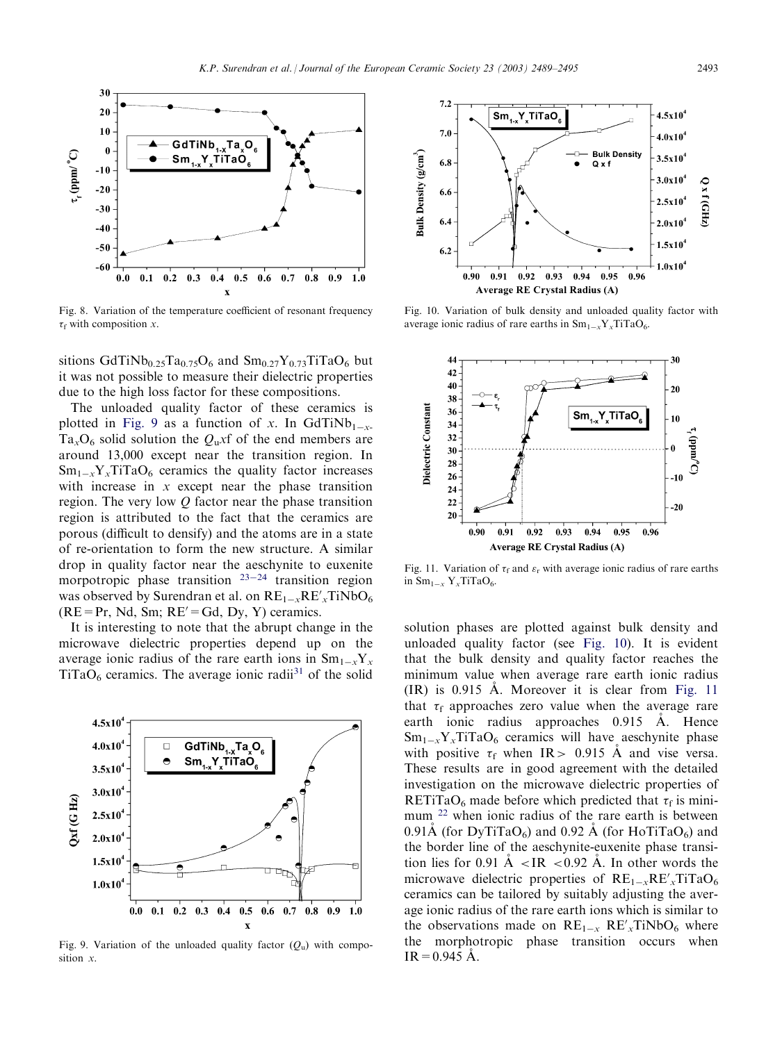Fig. 8. Variation of the temperature coefficient of resonant frequency $\tau_f$ with composition $x$.

sitions $GdTiNb_{0.25}Ta_{0.75}O_6$ and $Sm_{0.27}Y_{0.73}TiTaO_6$ but it was not possible to measure their dielectric properties due to the high loss factor for these compositions.

The unloaded quality factor of these ceramics is plotted in Fig. 9 as a function of $x$. In $GdTiNb_{1-x}Ta_xO_6$ solid solution the $Q_u xf$ of the end members are around 13,000 except near the transition region. In $Sm_{1-x}Y_xTiTaO_6$ ceramics the quality factor increases with increase in $x$ except near the phase transition region. The very low $Q$ factor near the phase transition region is attributed to the fact that the ceramics are porous (difficult to densify) and the atoms are in a state of re-orientation to form the new structure. A similar drop in quality factor near the aeschynite to euxenite morpotropic phase transition [23–24] transition region was observed by Surendran et al. on $RE_{1-x}RE'_xTiNbO_6$ (RE = Pr, Nd, Sm; RE′ = Gd, Dy, Y) ceramics.

It is interesting to note that the abrupt change in the microwave dielectric properties depend up on the average ionic radius of the rare earth ions in $Sm_{1-x}Y_xTiTaO_6$ ceramics. The average ionic radii[31] of the solid

Fig. 9. Variation of the unloaded quality factor ($Q_u$) with composition $x$.

Fig. 10. Variation of bulk density and unloaded quality factor with average ionic radius of rare earths in $Sm_{1-x}Y_xTiTaO_6$.

Fig. 11. Variation of $\tau_f$ and $\varepsilon_r$ with average ionic radius of rare earths in $Sm_{1-x}Y_xTiTaO_6$.

solution phases are plotted against bulk density and unloaded quality factor (see Fig. 10). It is evident that the bulk density and quality factor reaches the minimum value when average rare earth ionic radius (IR) is 0.915 Å. Moreover it is clear from Fig. 11 that $\tau_f$ approaches zero value when the average rare earth ionic radius approaches 0.915 Å. Hence $Sm_{1-x}Y_xTiTaO_6$ ceramics will have aeschynite phase with positive $\tau_f$ when IR > 0.915 Å and vise versa. These results are in good agreement with the detailed investigation on the microwave dielectric properties of $RETiTaO_6$ made before which predicted that $\tau_f$ is minimum [22] when ionic radius of the rare earth is between 0.91Å (for $DyTiTaO_6$) and 0.92 Å (for $HoTiTaO_6$) and the border line of the aeschynite-euxenite phase transition lies for 0.91 Å < IR < 0.92 Å. In other words the microwave dielectric properties of $RE_{1-x}RE'_xTiTaO_6$ ceramics can be tailored by suitably adjusting the average ionic radius of the rare earth ions which is similar to the observations made on $RE_{1-x}RE'_xTiNbO_6$ where the morphotropic phase transition occurs when IR = 0.945 Å.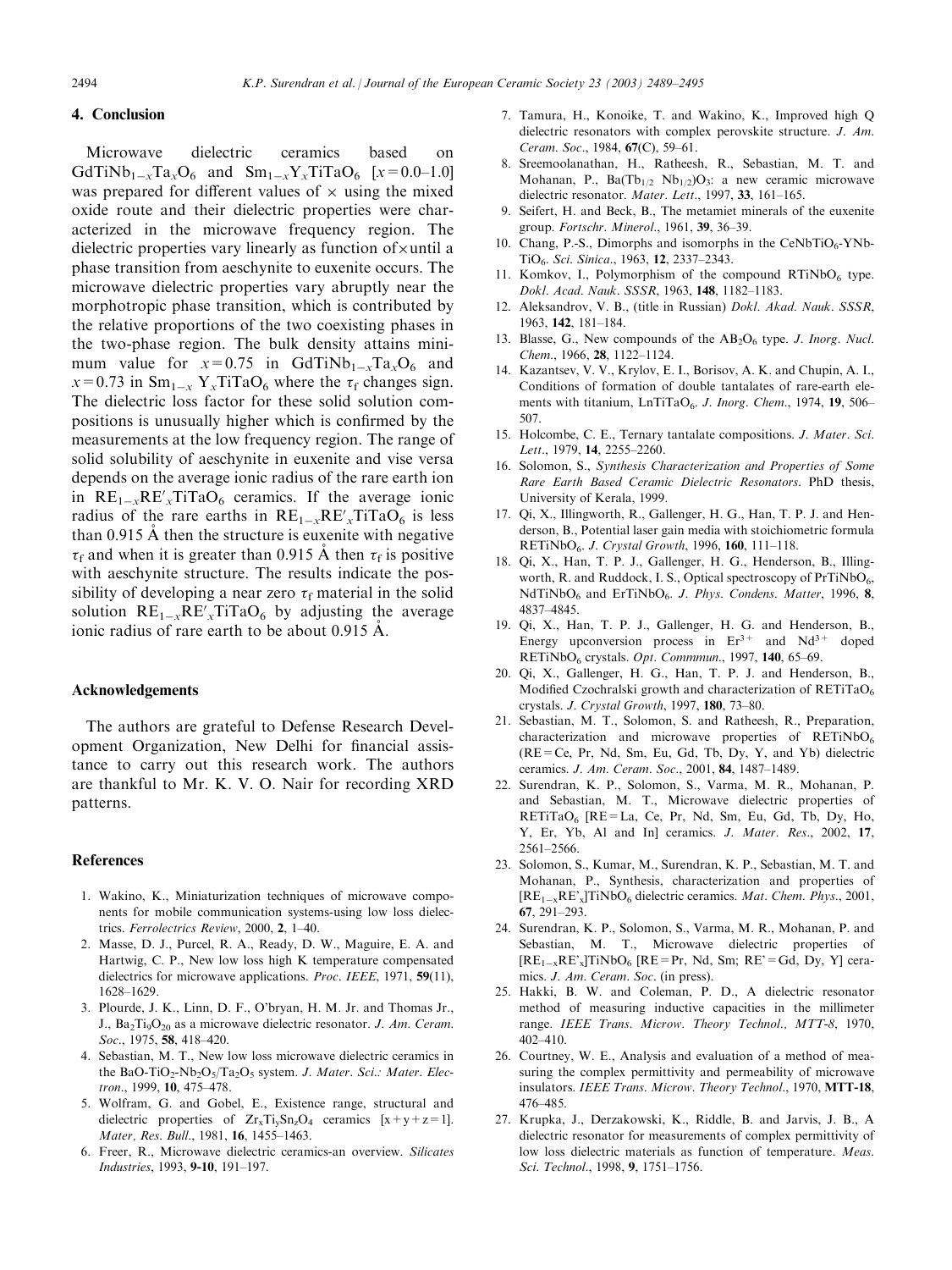## 4. Conclusion

Microwave dielectric ceramics based on $GdTiNb_{1-x}Ta_xO_6$ and $Sm_{1-x}Y_xTiTaO_6$ [$x = 0.0$–$1.0$] was prepared for different values of × using the mixed oxide route and their dielectric properties were characterized in the microwave frequency region. The dielectric properties vary linearly as function of × until a phase transition from aeschynite to euxenite occurs. The microwave dielectric properties vary abruptly near the morphotropic phase transition, which is contributed by the relative proportions of the two coexisting phases in the two-phase region. The bulk density attains minimum value for $x = 0.75$ in $GdTiNb_{1-x}Ta_xO_6$ and $x = 0.73$ in $Sm_{1-x}Y_xTiTaO_6$ where the $\tau_f$ changes sign. The dielectric loss factor for these solid solution compositions is unusually higher which is confirmed by the measurements at the low frequency region. The range of solid solubility of aeschynite in euxenite and vise versa depends on the average ionic radius of the rare earth ion in $RE_{1-x}RE'_xTiTaO_6$ ceramics. If the average ionic radius of the rare earths in $RE_{1-x}RE'_xTiTaO_6$ is less than 0.915 Å then the structure is euxenite with negative $\tau_f$ and when it is greater than 0.915 Å then $\tau_f$ is positive with aeschynite structure. The results indicate the possibility of developing a near zero $\tau_f$ material in the solid solution $RE_{1-x}RE'_xTiTaO_6$ by adjusting the average ionic radius of rare earth to be about 0.915 Å.

## Acknowledgements

The authors are grateful to Defense Research Development Organization, New Delhi for financial assistance to carry out this research work. The authors are thankful to Mr. K. V. O. Nair for recording XRD patterns.

## References

1. Wakino, K., Miniaturization techniques of microwave components for mobile communication systems-using low loss dielectrics. *Ferrolectrics Review*, 2000, **2**, 1–40.
2. Masse, D. J., Purcel, R. A., Ready, D. W., Maguire, E. A. and Hartwig, C. P., New low loss high K temperature compensated dielectrics for microwave applications. *Proc. IEEE*, 1971, **59**(11), 1628–1629.
3. Plourde, J. K., Linn, D. F., O'bryan, H. M. Jr. and Thomas Jr., J., $Ba_2Ti_9O_{20}$ as a microwave dielectric resonator. *J. Am. Ceram. Soc*., 1975, **58**, 418–420.
4. Sebastian, M. T., New low loss microwave dielectric ceramics in the $BaO$-$TiO_2$-$Nb_2O_5$/$Ta_2O_5$ system. *J. Mater. Sci.: Mater. Electron*., 1999, **10**, 475–478.
5. Wolfram, G. and Gobel, E., Existence range, structural and dielectric properties of $Zr_xTi_ySn_zO_4$ ceramics [$x+y+z=1$]. *Mater, Res. Bull*., 1981, **16**, 1455–1463.
6. Freer, R., Microwave dielectric ceramics-an overview. *Silicates Industries*, 1993, **9-10**, 191–197.
7. Tamura, H., Konoike, T. and Wakino, K., Improved high Q dielectric resonators with complex perovskite structure. *J. Am. Ceram. Soc*., 1984, **67**(C), 59–61.
8. Sreemoolanathan, H., Ratheesh, R., Sebastian, M. T. and Mohanan, P., $Ba(Tb_{1/2}\ Nb_{1/2})O_3$: a new ceramic microwave dielectric resonator. *Mater. Lett*., 1997, **33**, 161–165.
9. Seifert, H. and Beck, B., The metamiet minerals of the euxenite group. *Fortschr. Minerol*., 1961, **39**, 36–39.
10. Chang, P.-S., Dimorphs and isomorphs in the $CeNbTiO_6$-$YNbTiO_6$. *Sci. Sinica*., 1963, **12**, 2337–2343.
11. Komkov, I., Polymorphism of the compound $RTiNbO_6$ type. *Dokl. Acad. Nauk. SSSR*, 1963, **148**, 1182–1183.
12. Aleksandrov, V. B., (title in Russian) *Dokl. Akad. Nauk. SSSR*, 1963, **142**, 181–184.
13. Blasse, G., New compounds of the $AB_2O_6$ type. *J. Inorg. Nucl. Chem*., 1966, **28**, 1122–1124.
14. Kazantsev, V. V., Krylov, E. I., Borisov, A. K. and Chupin, A. I., Conditions of formation of double tantalates of rare-earth elements with titanium, $LnTiTaO_6$. *J. Inorg. Chem*., 1974, **19**, 506–507.
15. Holcombe, C. E., Ternary tantalate compositions. *J. Mater. Sci. Lett*., 1979, **14**, 2255–2260.
16. Solomon, S., *Synthesis Characterization and Properties of Some Rare Earth Based Ceramic Dielectric Resonators*. PhD thesis, University of Kerala, 1999.
17. Qi, X., Illingworth, R., Gallenger, H. G., Han, T. P. J. and Henderson, B., Potential laser gain media with stoichiometric formula $RETiNbO_6$. *J. Crystal Growth*, 1996, **160**, 111–118.
18. Qi, X., Han, T. P. J., Gallenger, H. G., Henderson, B., Illingworth, R. and Ruddock, I. S., Optical spectroscopy of $PrTiNbO_6$, $NdTiNbO_6$ and $ErTiNbO_6$. *J. Phys. Condens. Matter*, 1996, **8**, 4837–4845.
19. Qi, X., Han, T. P. J., Gallenger, H. G. and Henderson, B., Energy upconversion process in $Er^{3+}$ and $Nd^{3+}$ doped $RETiNbO_6$ crystals. *Opt. Commmun*., 1997, **140**, 65–69.
20. Qi, X., Gallenger, H. G., Han, T. P. J. and Henderson, B., Modified Czochralski growth and characterization of $RETiTaO_6$ crystals. *J. Crystal Growth*, 1997, **180**, 73–80.
21. Sebastian, M. T., Solomon, S. and Ratheesh, R., Preparation, characterization and microwave properties of $RETiNbO_6$ (RE = Ce, Pr, Nd, Sm, Eu, Gd, Tb, Dy, Y, and Yb) dielectric ceramics. *J. Am. Ceram. Soc*., 2001, **84**, 1487–1489.
22. Surendran, K. P., Solomon, S., Varma, M. R., Mohanan, P. and Sebastian, M. T., Microwave dielectric properties of $RETiTaO_6$ [RE = La, Ce, Pr, Nd, Sm, Eu, Gd, Tb, Dy, Ho, Y, Er, Yb, Al and In] ceramics. *J. Mater. Res*., 2002, **17**, 2561–2566.
23. Solomon, S., Kumar, M., Surendran, K. P., Sebastian, M. T. and Mohanan, P., Synthesis, characterization and properties of $[RE_{1-x}RE'_x]TiNbO_6$ dielectric ceramics. *Mat. Chem. Phys*., 2001, **67**, 291–293.
24. Surendran, K. P., Solomon, S., Varma, M. R., Mohanan, P. and Sebastian, M. T., Microwave dielectric properties of $[RE_{1-x}RE'_x]TiNbO_6$ [RE = Pr, Nd, Sm; RE' = Gd, Dy, Y] ceramics. *J. Am. Ceram. Soc*. (in press).
25. Hakki, B. W. and Coleman, P. D., A dielectric resonator method of measuring inductive capacities in the millimeter range. *IEEE Trans. Microw. Theory Technol., MTT-8*, 1970, 402–410.
26. Courtney, W. E., Analysis and evaluation of a method of measuring the complex permittivity and permeability of microwave insulators. *IEEE Trans. Microw. Theory Technol*., 1970, **MTT-18**, 476–485.
27. Krupka, J., Derzakowski, K., Riddle, B. and Jarvis, J. B., A dielectric resonator for measurements of complex permittivity of low loss dielectric materials as function of temperature. *Meas. Sci. Technol*., 1998, **9**, 1751–1756.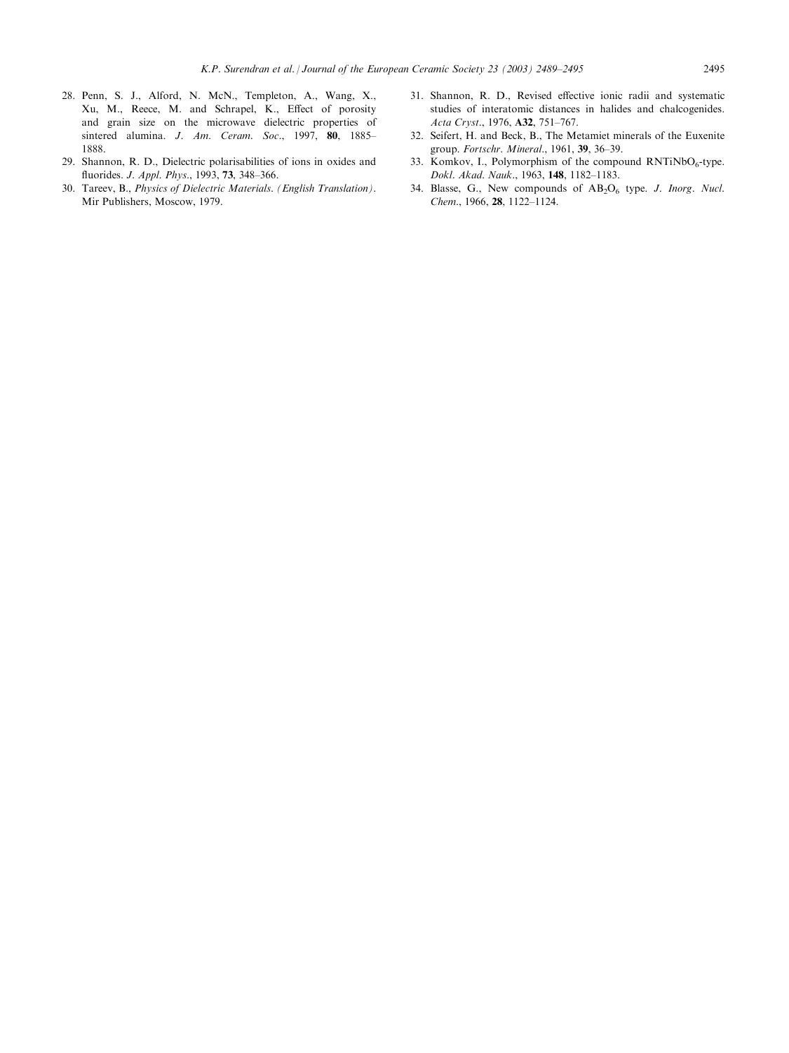28. Penn, S. J., Alford, N. McN., Templeton, A., Wang, X., Xu, M., Reece, M. and Schrapel, K., Effect of porosity and grain size on the microwave dielectric properties of sintered alumina. *J. Am. Ceram. Soc*., 1997, **80**, 1885–1888.
29. Shannon, R. D., Dielectric polarisabilities of ions in oxides and fluorides. *J. Appl. Phys*., 1993, **73**, 348–366.
30. Tareev, B., *Physics of Dielectric Materials. (English Translation)*. Mir Publishers, Moscow, 1979.
31. Shannon, R. D., Revised effective ionic radii and systematic studies of interatomic distances in halides and chalcogenides. *Acta Cryst*., 1976, **A32**, 751–767.
32. Seifert, H. and Beck, B., The Metamiet minerals of the Euxenite group. *Fortschr. Mineral*., 1961, **39**, 36–39.
33. Komkov, I., Polymorphism of the compound $RNTiNbO_6$-type. *Dokl. Akad. Nauk*., 1963, **148**, 1182–1183.
34. Blasse, G., New compounds of $AB_2O_6$ type. *J. Inorg. Nucl. Chem*., 1966, **28**, 1122–1124.